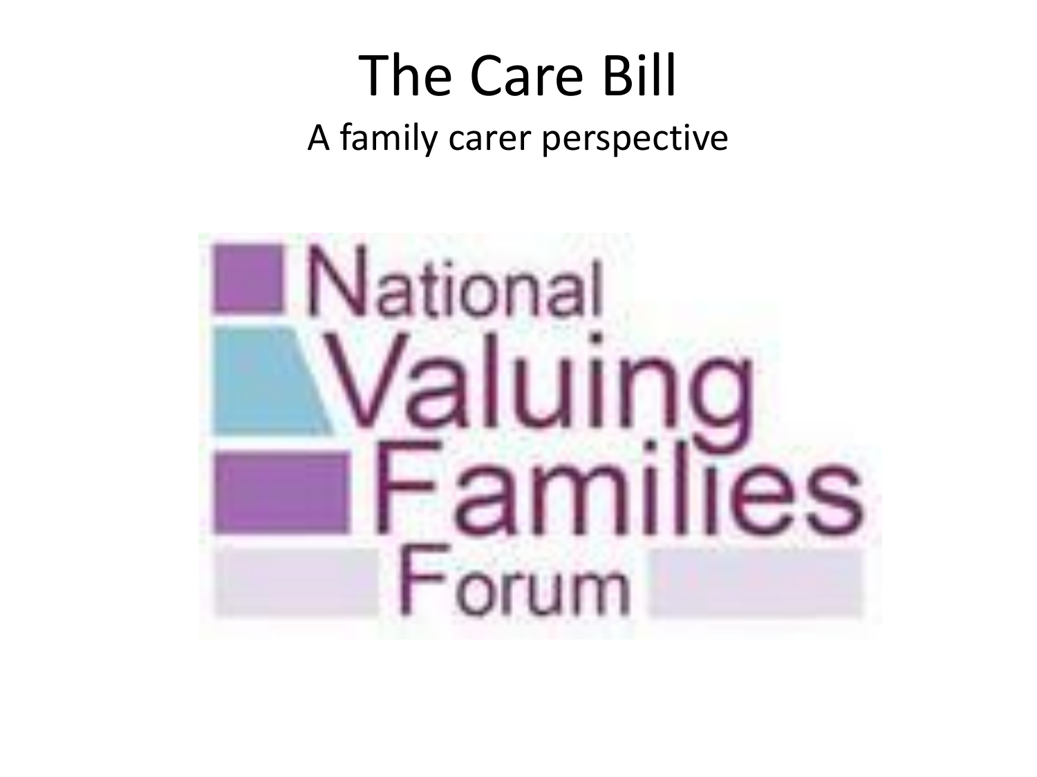# The Care Bill

A family carer perspective

National Valuing Families Forum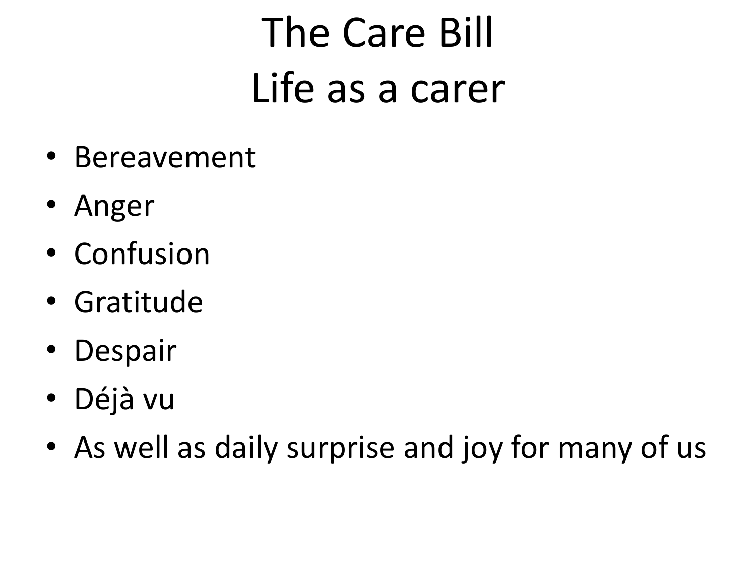# The Care Bill
# Life as a carer

- Bereavement
- Anger
- Confusion
- Gratitude
- Despair
- Déjà vu
- As well as daily surprise and joy for many of us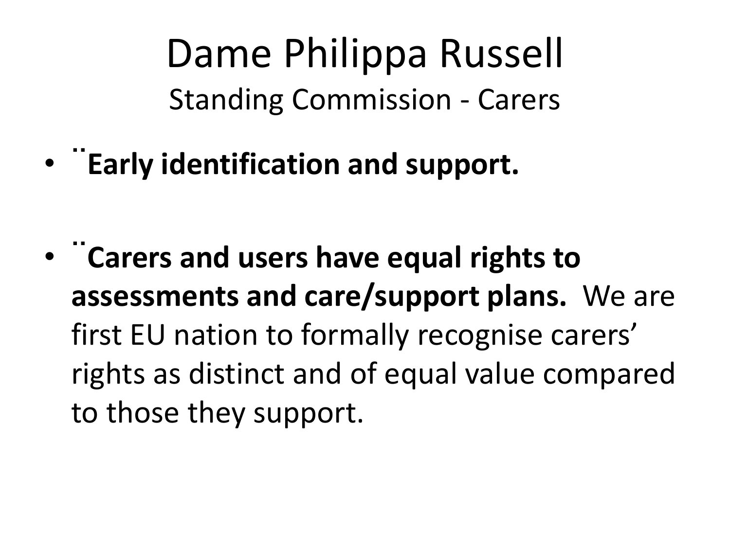# Dame Philippa Russell

## Standing Commission - Carers

- ¨**Early identification and support.**
- ¨**Carers and users have equal rights to assessments and care/support plans.** We are first EU nation to formally recognise carers' rights as distinct and of equal value compared to those they support.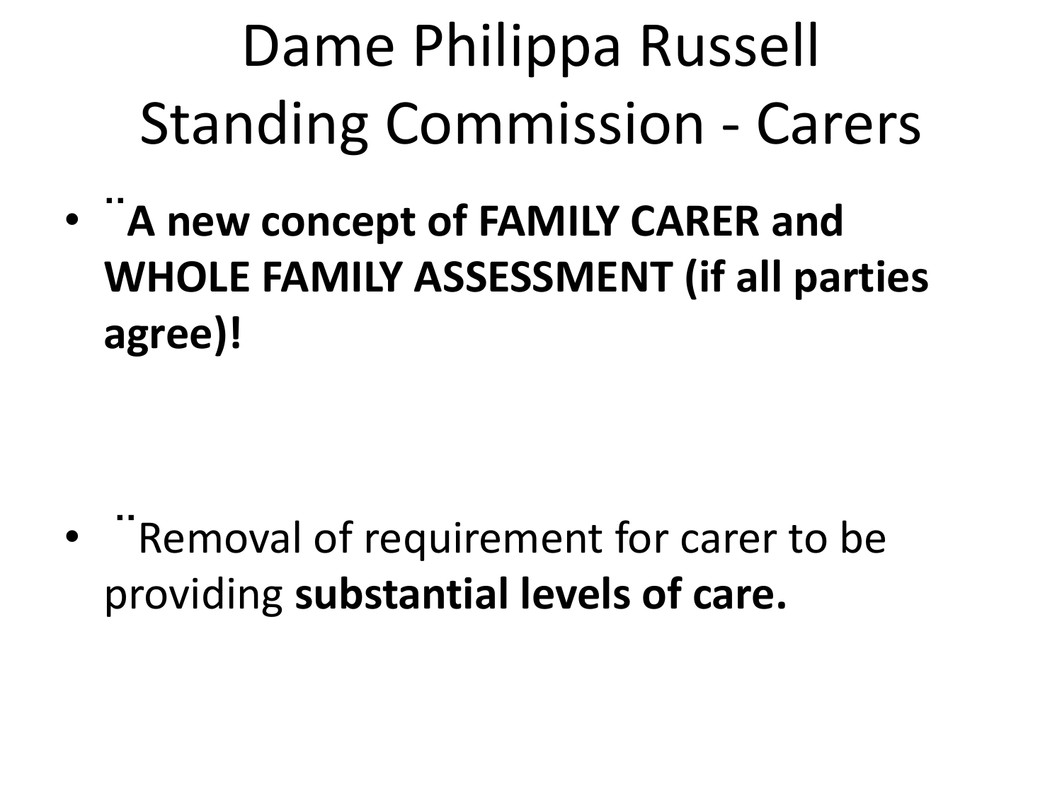# Dame Philippa Russell
# Standing Commission - Carers

- ¨**A new concept of FAMILY CARER and WHOLE FAMILY ASSESSMENT (if all parties agree)!**

- ¨Removal of requirement for carer to be providing **substantial levels of care.**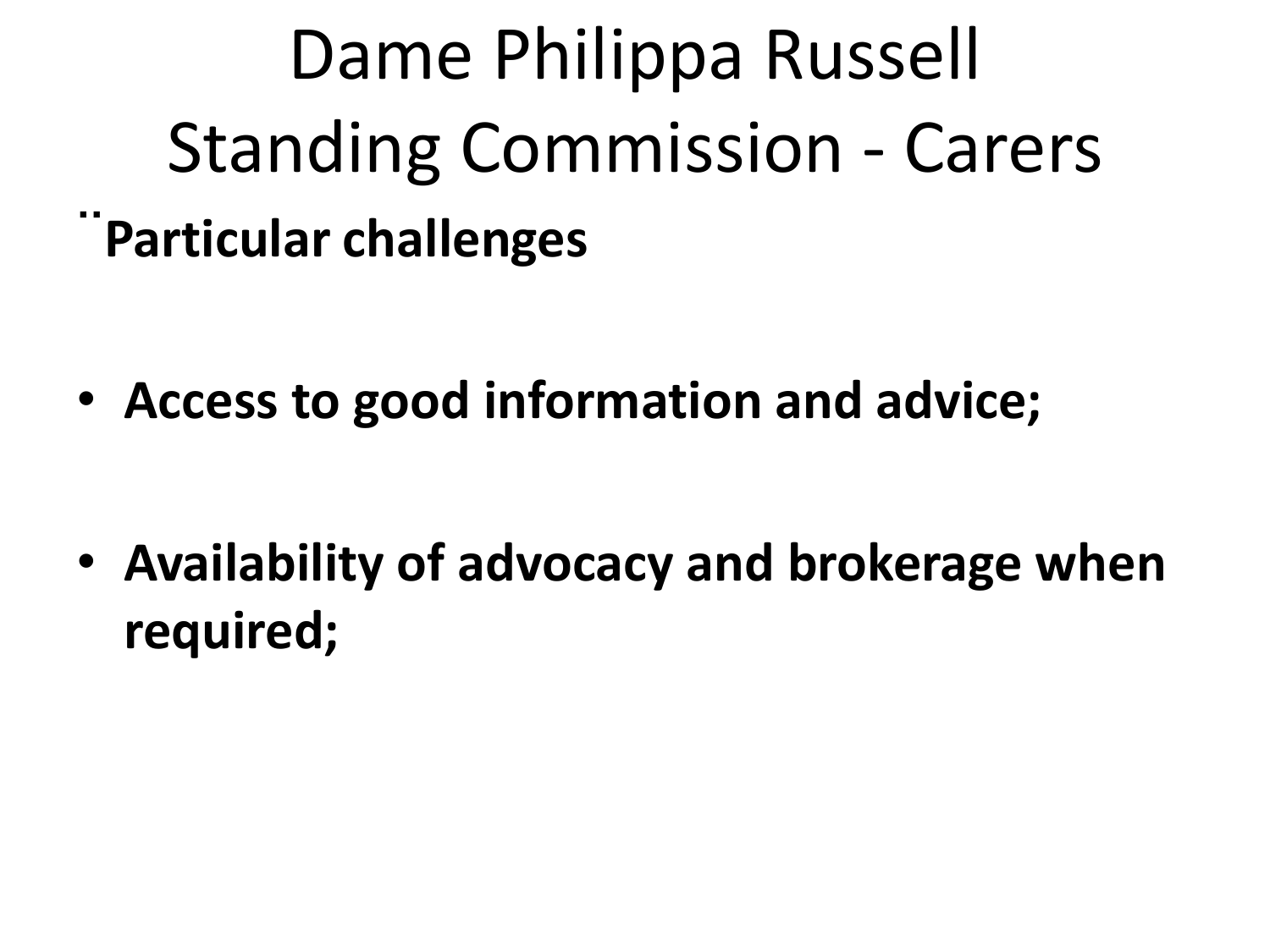# Dame Philippa Russell
# Standing Commission - Carers

¨**Particular challenges**

- **Access to good information and advice;**
- **Availability of advocacy and brokerage when required;**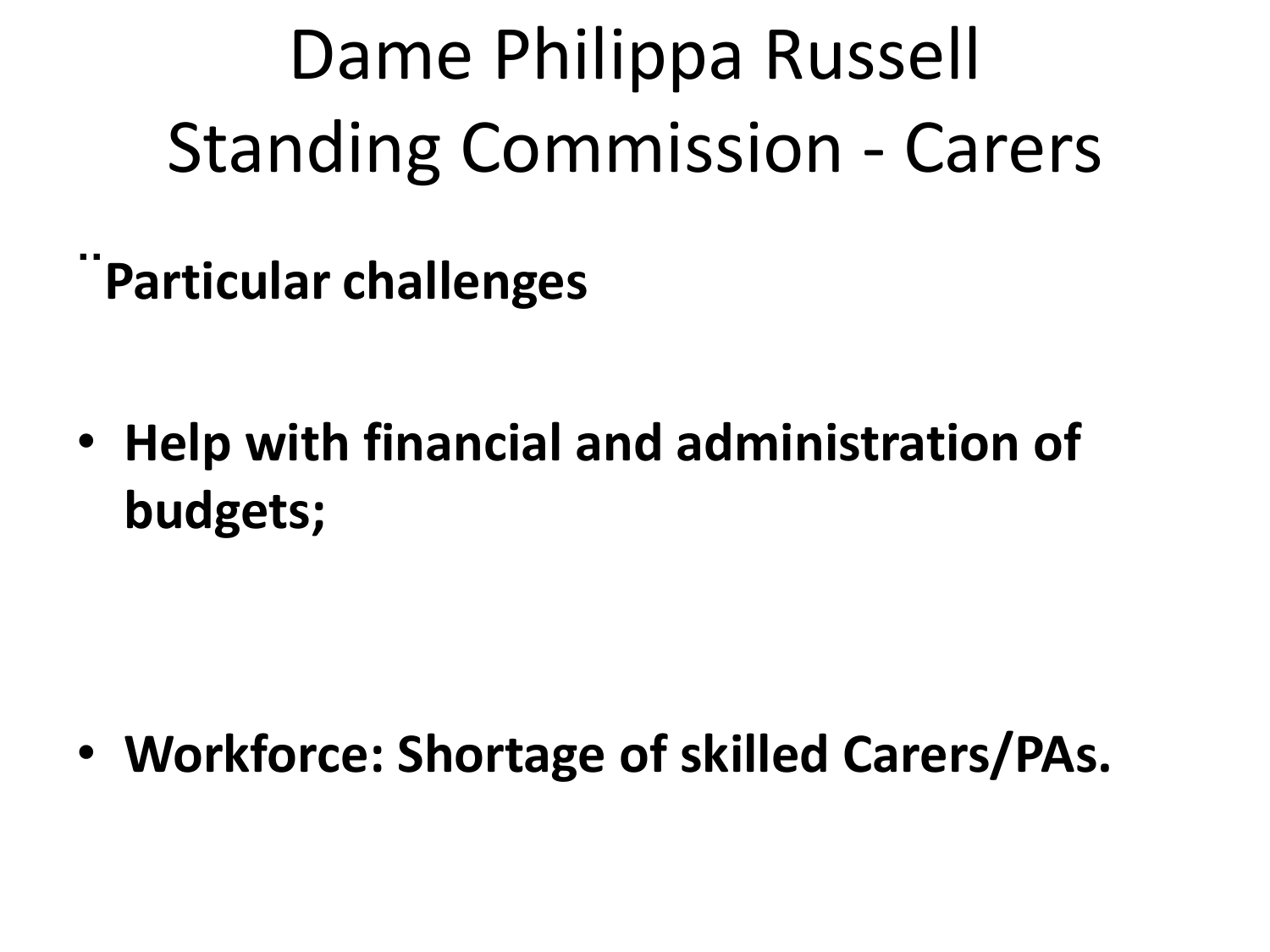# Dame Philippa Russell
# Standing Commission - Carers

¨**Particular challenges**

- **Help with financial and administration of budgets;**

- **Workforce: Shortage of skilled Carers/PAs.**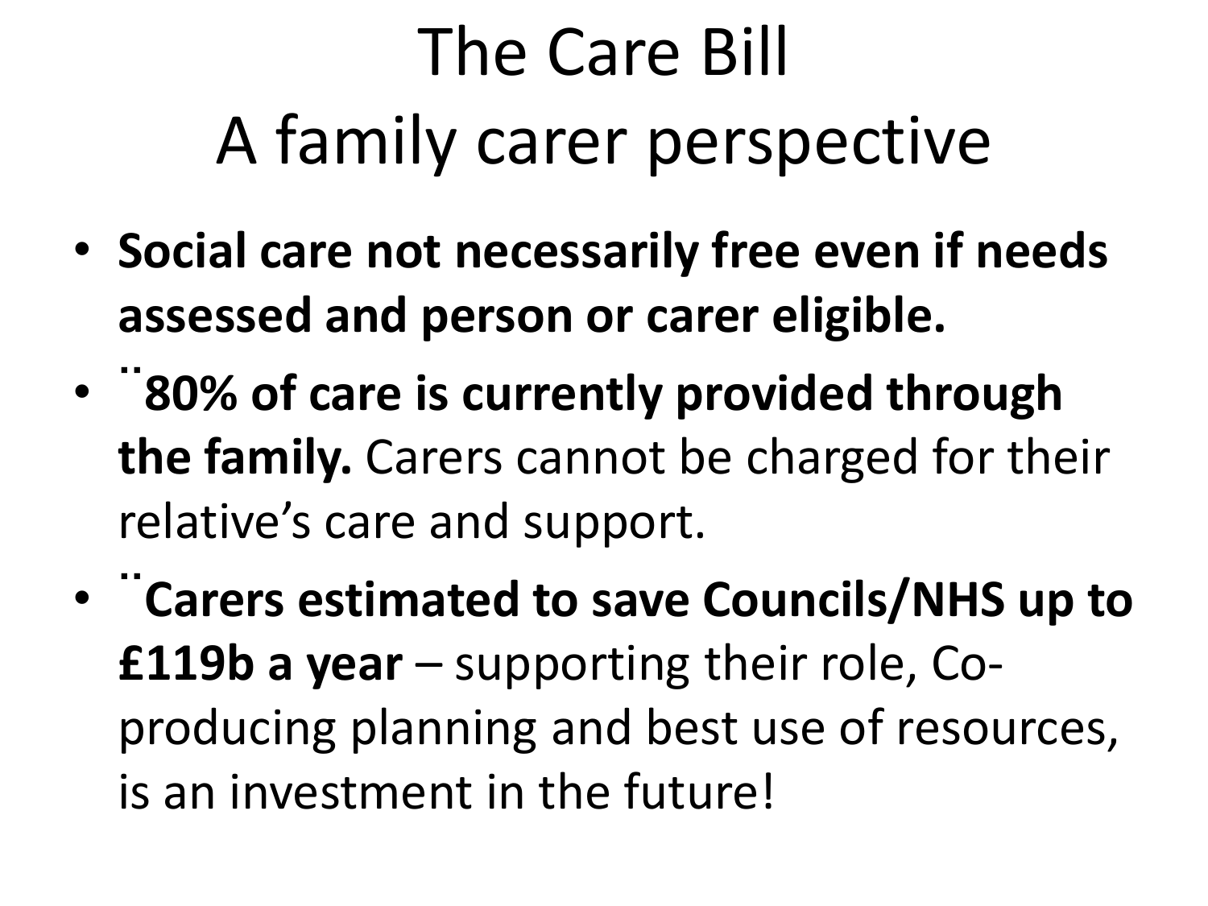# The Care Bill
# A family carer perspective

- **Social care not necessarily free even if needs assessed and person or carer eligible.**
- ¨**80% of care is currently provided through the family.** Carers cannot be charged for their relative's care and support.
- ¨**Carers estimated to save Councils/NHS up to £119b a year** – supporting their role, Co-producing planning and best use of resources, is an investment in the future!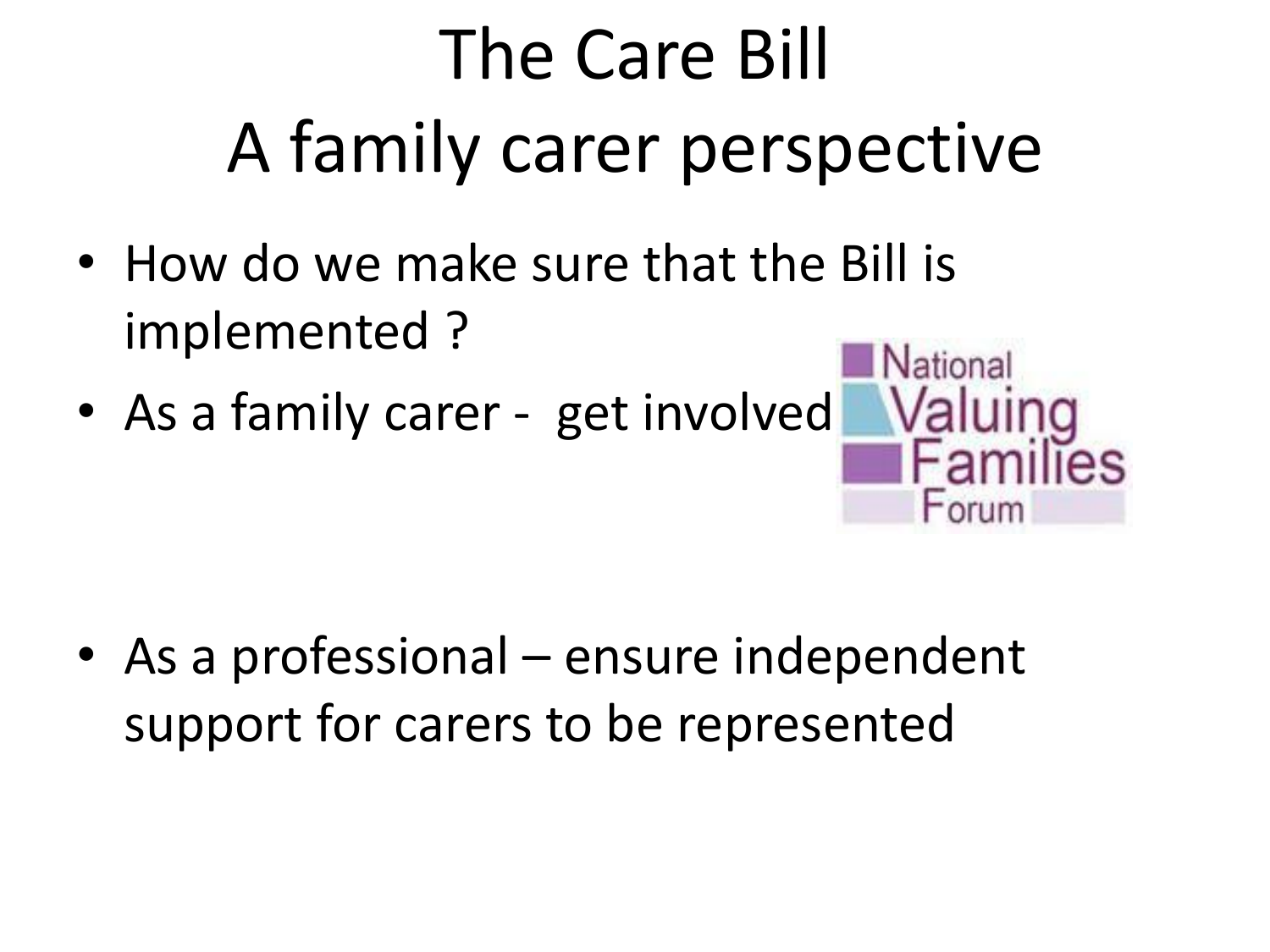# The Care Bill
# A family carer perspective

- How do we make sure that the Bill is implemented ?
- As a family carer - get involved

National Valuing Families Forum

- As a professional – ensure independent support for carers to be represented